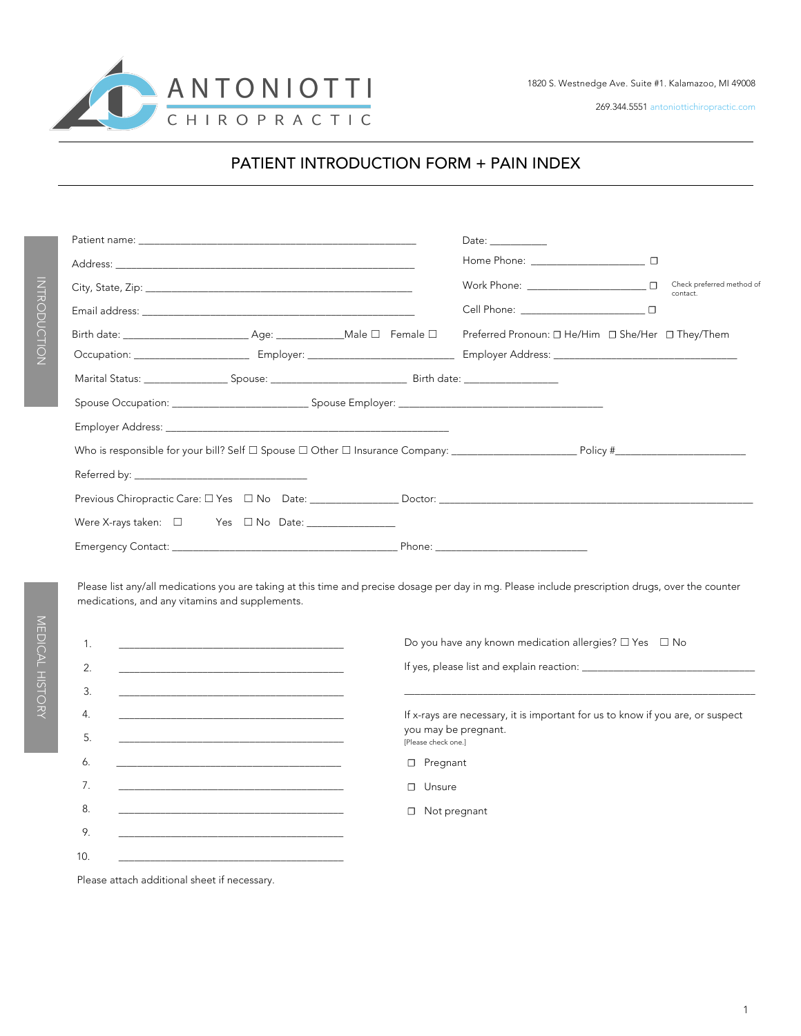ANTONIOTTI CHIROPRACTIC

1820 S. Westnedge Ave. Suite #1. Kalamazoo, MI 49008

269.344.5551 antoniottichiropractic.com

# PATIENT INTRODUCTION FORM + PAIN INDEX

## INTRODUCTION

Patient name: ______________________________________________ Date: __________

Address: ______________________________________________ Home Phone: ____________________ ☐

City, State, Zip: ______________________________________________ Work Phone: ____________________ ☐ Check preferred method of contact.

Email address: ______________________________________________ Cell Phone: ____________________ ☐

Birth date: ____________________ Age: ____________ Male ☐ Female ☐ Preferred Pronoun: ☐ He/Him ☐ She/Her ☐ They/Them

Occupation: ____________________ Employer: ________________________ Employer Address: ________________________________

Marital Status: ______________ Spouse: ________________________ Birth date: ________________

Spouse Occupation: ________________________ Spouse Employer: ____________________________________

Employer Address: ________________________________________________

Who is responsible for your bill? Self ☐ Spouse ☐ Other ☐ Insurance Company: ____________________ Policy #______________________

Referred by: ______________________________

Previous Chiropractic Care: ☐ Yes ☐ No Date: _______________ Doctor: ____________________________________________

Were X-rays taken: ☐ Yes ☐ No Date: _______________

Emergency Contact: ________________________________________ Phone: ___________________________

## MEDICAL HISTORY

Please list any/all medications you are taking at this time and precise dosage per day in mg. Please include prescription drugs, over the counter medications, and any vitamins and supplements.

1. ________________________________________
2. ________________________________________
3. ________________________________________
4. ________________________________________
5. ________________________________________
6. ________________________________________
7. ________________________________________
8. ________________________________________
9. ________________________________________
10. ________________________________________

Please attach additional sheet if necessary.

Do you have any known medication allergies? ☐ Yes ☐ No

If yes, please list and explain reaction: ________________________________

________________________________________________________________

If x-rays are necessary, it is important for us to know if you are, or suspect you may be pregnant.
[Please check one.]

☐ Pregnant

☐ Unsure

☐ Not pregnant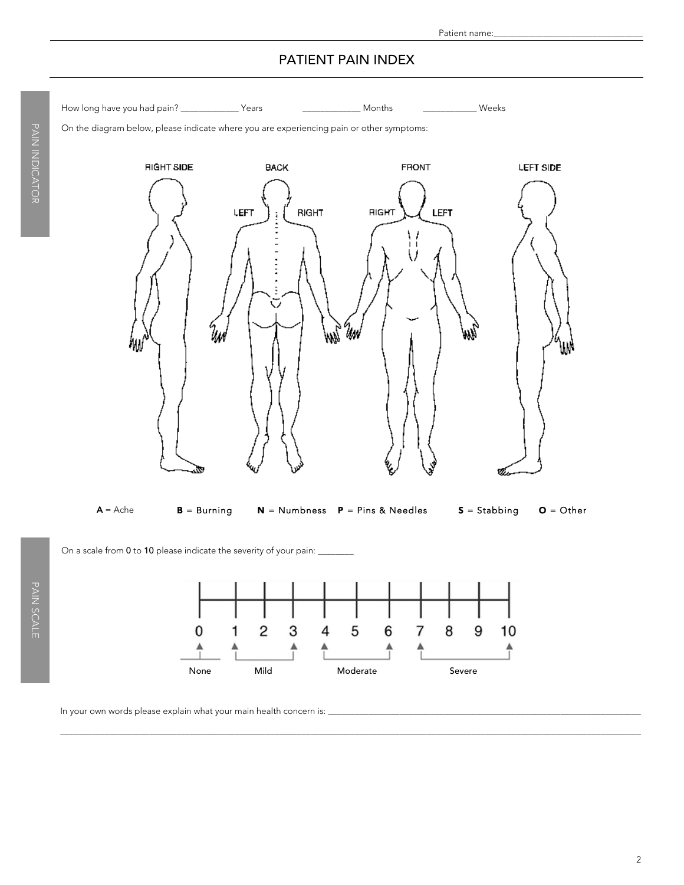Patient name:________________________________

# PATIENT PAIN INDEX

PAIN INDICATOR

How long have you had pain? _____________ Years _____________ Months ____________ Weeks

On the diagram below, please indicate where you are experiencing pain or other symptoms:

RIGHT SIDE BACK FRONT LEFT SIDE

LEFT RIGHT RIGHT LEFT

**A** = Ache **B** = Burning **N** = Numbness **P** = Pins & Needles **S** = Stabbing **O** = Other

PAIN SCALE

On a scale from **0** to **10** please indicate the severity of your pain: ________

0 1 2 3 4 5 6 7 8 9 10

None (0) | Mild (1–3) | Moderate (4–6) | Severe (7–10)

In your own words please explain what your main health concern is: ______________________________________________________________________

______________________________________________________________________________________________________________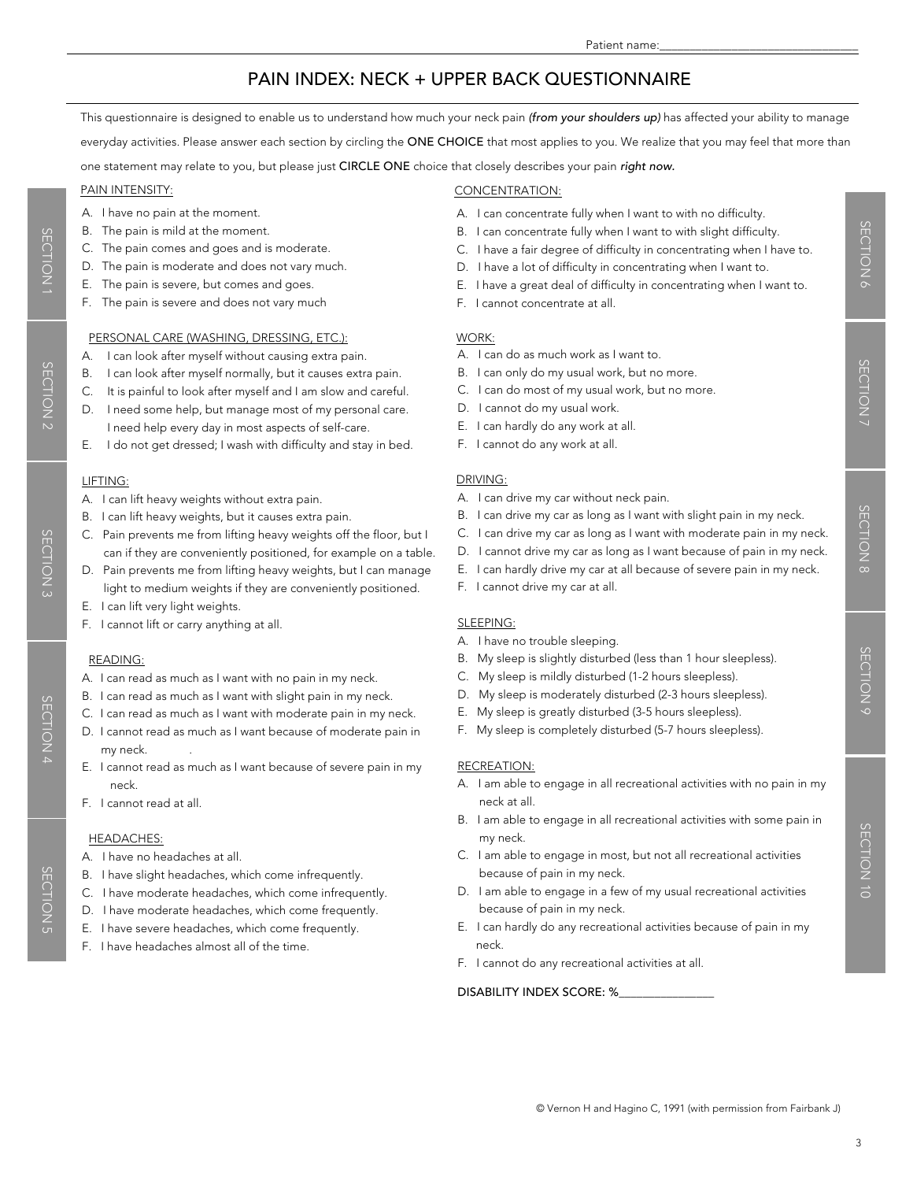Patient name:_______________________________

# PAIN INDEX: NECK + UPPER BACK QUESTIONNAIRE

This questionnaire is designed to enable us to understand how much your neck pain *(from your shoulders up)* has affected your ability to manage everyday activities. Please answer each section by circling the ONE CHOICE that most applies to you. We realize that you may feel that more than one statement may relate to you, but please just CIRCLE ONE choice that closely describes your pain *right now.*

SECTION 1

PAIN INTENSITY:

A. I have no pain at the moment.
B. The pain is mild at the moment.
C. The pain comes and goes and is moderate.
D. The pain is moderate and does not vary much.
E. The pain is severe, but comes and goes.
F. The pain is severe and does not vary much

SECTION 2

PERSONAL CARE (WASHING, DRESSING, ETC.):

A. I can look after myself without causing extra pain.
B. I can look after myself normally, but it causes extra pain.
C. It is painful to look after myself and I am slow and careful.
D. I need some help, but manage most of my personal care. I need help every day in most aspects of self-care.
E. I do not get dressed; I wash with difficulty and stay in bed.

SECTION 3

LIFTING:

A. I can lift heavy weights without extra pain.
B. I can lift heavy weights, but it causes extra pain.
C. Pain prevents me from lifting heavy weights off the floor, but I can if they are conveniently positioned, for example on a table.
D. Pain prevents me from lifting heavy weights, but I can manage light to medium weights if they are conveniently positioned.
E. I can lift very light weights.
F. I cannot lift or carry anything at all.

SECTION 4

READING:

A. I can read as much as I want with no pain in my neck.
B. I can read as much as I want with slight pain in my neck.
C. I can read as much as I want with moderate pain in my neck.
D. I cannot read as much as I want because of moderate pain in my neck.
E. I cannot read as much as I want because of severe pain in my neck.
F. I cannot read at all.

SECTION 5

HEADACHES:

A. I have no headaches at all.
B. I have slight headaches, which come infrequently.
C. I have moderate headaches, which come infrequently.
D. I have moderate headaches, which come frequently.
E. I have severe headaches, which come frequently.
F. I have headaches almost all of the time.

SECTION 6

CONCENTRATION:

A. I can concentrate fully when I want to with no difficulty.
B. I can concentrate fully when I want to with slight difficulty.
C. I have a fair degree of difficulty in concentrating when I have to.
D. I have a lot of difficulty in concentrating when I want to.
E. I have a great deal of difficulty in concentrating when I want to.
F. I cannot concentrate at all.

SECTION 7

WORK:

A. I can do as much work as I want to.
B. I can only do my usual work, but no more.
C. I can do most of my usual work, but no more.
D. I cannot do my usual work.
E. I can hardly do any work at all.
F. I cannot do any work at all.

SECTION 8

DRIVING:

A. I can drive my car without neck pain.
B. I can drive my car as long as I want with slight pain in my neck.
C. I can drive my car as long as I want with moderate pain in my neck.
D. I cannot drive my car as long as I want because of pain in my neck.
E. I can hardly drive my car at all because of severe pain in my neck.
F. I cannot drive my car at all.

SECTION 9

SLEEPING:

A. I have no trouble sleeping.
B. My sleep is slightly disturbed (less than 1 hour sleepless).
C. My sleep is mildly disturbed (1-2 hours sleepless).
D. My sleep is moderately disturbed (2-3 hours sleepless).
E. My sleep is greatly disturbed (3-5 hours sleepless).
F. My sleep is completely disturbed (5-7 hours sleepless).

SECTION 10

RECREATION:

A. I am able to engage in all recreational activities with no pain in my neck at all.
B. I am able to engage in all recreational activities with some pain in my neck.
C. I am able to engage in most, but not all recreational activities because of pain in my neck.
D. I am able to engage in a few of my usual recreational activities because of pain in my neck.
E. I can hardly do any recreational activities because of pain in my neck.
F. I cannot do any recreational activities at all.

DISABILITY INDEX SCORE: %_______________

© Vernon H and Hagino C, 1991 (with permission from Fairbank J)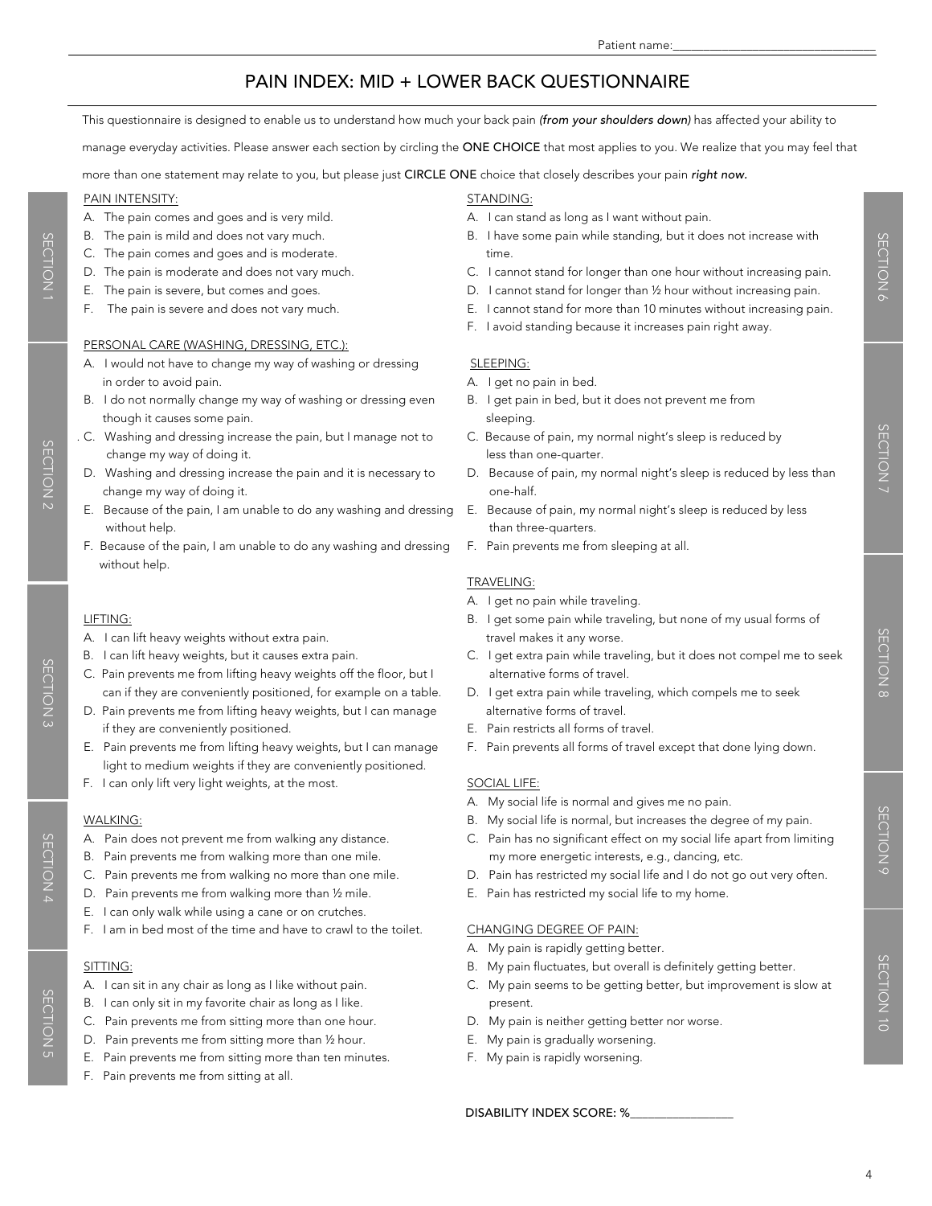Patient name:________________________________

# PAIN INDEX: MID + LOWER BACK QUESTIONNAIRE

This questionnaire is designed to enable us to understand how much your back pain *(from your shoulders down)* has affected your ability to manage everyday activities. Please answer each section by circling the ONE CHOICE that most applies to you. We realize that you may feel that more than one statement may relate to you, but please just CIRCLE ONE choice that closely describes your pain ***right now.***

## SECTION 1

PAIN INTENSITY:

A. The pain comes and goes and is very mild.
B. The pain is mild and does not vary much.
C. The pain comes and goes and is moderate.
D. The pain is moderate and does not vary much.
E. The pain is severe, but comes and goes.
F. The pain is severe and does not vary much.

## SECTION 2

PERSONAL CARE (WASHING, DRESSING, ETC.):

A. I would not have to change my way of washing or dressing in order to avoid pain.
B. I do not normally change my way of washing or dressing even though it causes some pain.
C. Washing and dressing increase the pain, but I manage not to change my way of doing it.
D. Washing and dressing increase the pain and it is necessary to change my way of doing it.
E. Because of the pain, I am unable to do any washing and dressing without help.
F. Because of the pain, I am unable to do any washing and dressing without help.

## SECTION 3

LIFTING:

A. I can lift heavy weights without extra pain.
B. I can lift heavy weights, but it causes extra pain.
C. Pain prevents me from lifting heavy weights off the floor, but I can if they are conveniently positioned, for example on a table.
D. Pain prevents me from lifting heavy weights, but I can manage if they are conveniently positioned.
E. Pain prevents me from lifting heavy weights, but I can manage light to medium weights if they are conveniently positioned.
F. I can only lift very light weights, at the most.

## SECTION 4

WALKING:

A. Pain does not prevent me from walking any distance.
B. Pain prevents me from walking more than one mile.
C. Pain prevents me from walking no more than one mile.
D. Pain prevents me from walking more than ½ mile.
E. I can only walk while using a cane or on crutches.
F. I am in bed most of the time and have to crawl to the toilet.

## SECTION 5

SITTING:

A. I can sit in any chair as long as I like without pain.
B. I can only sit in my favorite chair as long as I like.
C. Pain prevents me from sitting more than one hour.
D. Pain prevents me from sitting more than ½ hour.
E. Pain prevents me from sitting more than ten minutes.
F. Pain prevents me from sitting at all.

## SECTION 6

STANDING:

A. I can stand as long as I want without pain.
B. I have some pain while standing, but it does not increase with time.
C. I cannot stand for longer than one hour without increasing pain.
D. I cannot stand for longer than ½ hour without increasing pain.
E. I cannot stand for more than 10 minutes without increasing pain.
F. I avoid standing because it increases pain right away.

## SECTION 7

SLEEPING:

A. I get no pain in bed.
B. I get pain in bed, but it does not prevent me from sleeping.
C. Because of pain, my normal night's sleep is reduced by less than one-quarter.
D. Because of pain, my normal night's sleep is reduced by less than one-half.
E. Because of pain, my normal night's sleep is reduced by less than three-quarters.
F. Pain prevents me from sleeping at all.

## SECTION 8

TRAVELING:

A. I get no pain while traveling.
B. I get some pain while traveling, but none of my usual forms of travel makes it any worse.
C. I get extra pain while traveling, but it does not compel me to seek alternative forms of travel.
D. I get extra pain while traveling, which compels me to seek alternative forms of travel.
E. Pain restricts all forms of travel.
F. Pain prevents all forms of travel except that done lying down.

## SECTION 9

SOCIAL LIFE:

A. My social life is normal and gives me no pain.
B. My social life is normal, but increases the degree of my pain.
C. Pain has no significant effect on my social life apart from limiting my more energetic interests, e.g., dancing, etc.
D. Pain has restricted my social life and I do not go out very often.
E. Pain has restricted my social life to my home.

## SECTION 10

CHANGING DEGREE OF PAIN:

A. My pain is rapidly getting better.
B. My pain fluctuates, but overall is definitely getting better.
C. My pain seems to be getting better, but improvement is slow at present.
D. My pain is neither getting better nor worse.
E. My pain is gradually worsening.
F. My pain is rapidly worsening.

DISABILITY INDEX SCORE: %________________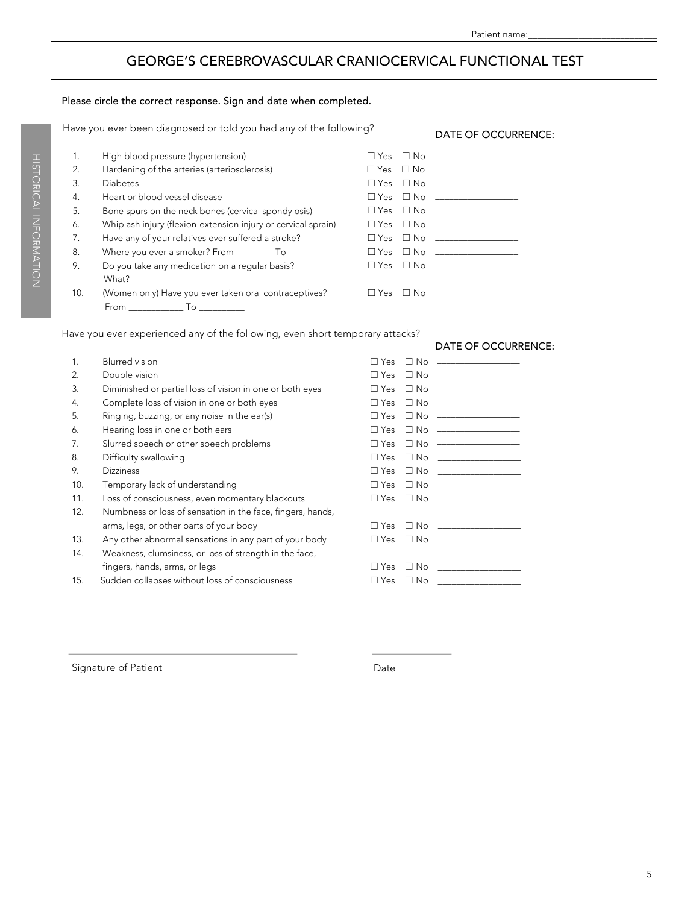Patient name:___________________________

# GEORGE'S CEREBROVASCULAR CRANIOCERVICAL FUNCTIONAL TEST

HISTORICAL INFORMATION

Please circle the correct response. Sign and date when completed.

Have you ever been diagnosed or told you had any of the following?

| | | | DATE OF OCCURRENCE: |
|---|---|---|---|
| 1. | High blood pressure (hypertension) | ☐ Yes ☐ No | ________________ |
| 2. | Hardening of the arteries (arteriosclerosis) | ☐ Yes ☐ No | ________________ |
| 3. | Diabetes | ☐ Yes ☐ No | ________________ |
| 4. | Heart or blood vessel disease | ☐ Yes ☐ No | ________________ |
| 5. | Bone spurs on the neck bones (cervical spondylosis) | ☐ Yes ☐ No | ________________ |
| 6. | Whiplash injury (flexion-extension injury or cervical sprain) | ☐ Yes ☐ No | ________________ |
| 7. | Have any of your relatives ever suffered a stroke? | ☐ Yes ☐ No | ________________ |
| 8. | Where you ever a smoker? From ________ To _________ | ☐ Yes ☐ No | ________________ |
| 9. | Do you take any medication on a regular basis? What? ________________________________ | ☐ Yes ☐ No | ________________ |
| 10. | (Women only) Have you ever taken oral contraceptives? From ___________ To _________ | ☐ Yes ☐ No | ________________ |

Have you ever experienced any of the following, even short temporary attacks?

| | | | DATE OF OCCURRENCE: |
|---|---|---|---|
| 1. | Blurred vision | ☐ Yes ☐ No | ________________ |
| 2. | Double vision | ☐ Yes ☐ No | ________________ |
| 3. | Diminished or partial loss of vision in one or both eyes | ☐ Yes ☐ No | ________________ |
| 4. | Complete loss of vision in one or both eyes | ☐ Yes ☐ No | ________________ |
| 5. | Ringing, buzzing, or any noise in the ear(s) | ☐ Yes ☐ No | ________________ |
| 6. | Hearing loss in one or both ears | ☐ Yes ☐ No | ________________ |
| 7. | Slurred speech or other speech problems | ☐ Yes ☐ No | ________________ |
| 8. | Difficulty swallowing | ☐ Yes ☐ No | ________________ |
| 9. | Dizziness | ☐ Yes ☐ No | ________________ |
| 10. | Temporary lack of understanding | ☐ Yes ☐ No | ________________ |
| 11. | Loss of consciousness, even momentary blackouts | ☐ Yes ☐ No | ________________ |
| 12. | Numbness or loss of sensation in the face, fingers, hands, arms, legs, or other parts of your body | ☐ Yes ☐ No | ________________ |
| 13. | Any other abnormal sensations in any part of your body | ☐ Yes ☐ No | ________________ |
| 14. | Weakness, clumsiness, or loss of strength in the face, fingers, hands, arms, or legs | ☐ Yes ☐ No | ________________ |
| 15. | Sudden collapses without loss of consciousness | ☐ Yes ☐ No | ________________ |

_____________________________________ &nbsp;&nbsp;&nbsp;&nbsp; _____________

Signature of Patient &nbsp;&nbsp;&nbsp;&nbsp; Date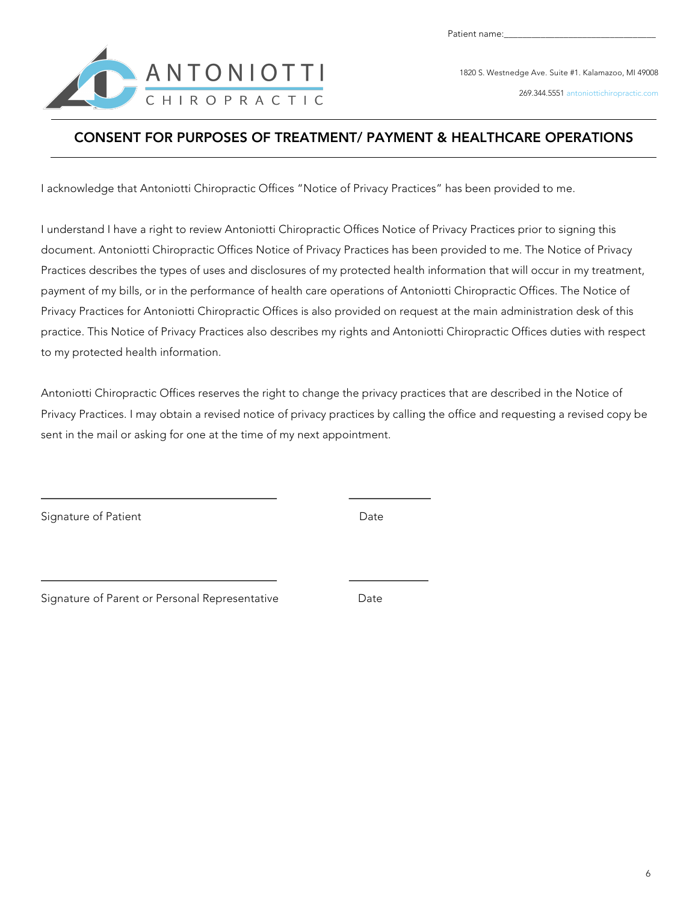Patient name:_______________________________

ANTONIOTTI CHIROPRACTIC

1820 S. Westnedge Ave. Suite #1. Kalamazoo, MI 49008

269.344.5551 antoniottichiropractic.com

## CONSENT FOR PURPOSES OF TREATMENT/ PAYMENT & HEALTHCARE OPERATIONS

I acknowledge that Antoniotti Chiropractic Offices "Notice of Privacy Practices" has been provided to me.

I understand I have a right to review Antoniotti Chiropractic Offices Notice of Privacy Practices prior to signing this document. Antoniotti Chiropractic Offices Notice of Privacy Practices has been provided to me. The Notice of Privacy Practices describes the types of uses and disclosures of my protected health information that will occur in my treatment, payment of my bills, or in the performance of health care operations of Antoniotti Chiropractic Offices. The Notice of Privacy Practices for Antoniotti Chiropractic Offices is also provided on request at the main administration desk of this practice. This Notice of Privacy Practices also describes my rights and Antoniotti Chiropractic Offices duties with respect to my protected health information.

Antoniotti Chiropractic Offices reserves the right to change the privacy practices that are described in the Notice of Privacy Practices. I may obtain a revised notice of privacy practices by calling the office and requesting a revised copy be sent in the mail or asking for one at the time of my next appointment.

_______________________________ _____________

Signature of Patient Date

_______________________________ _____________

Signature of Parent or Personal Representative Date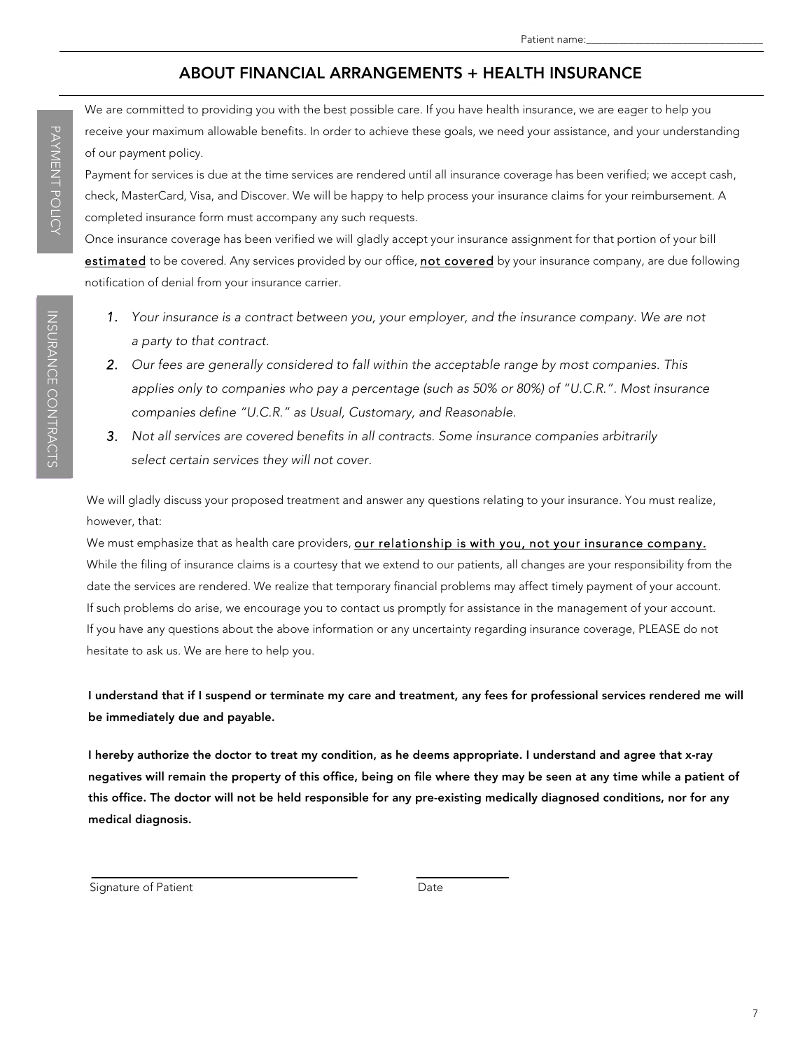Patient name:_______________________________

# ABOUT FINANCIAL ARRANGEMENTS + HEALTH INSURANCE

PAYMENT POLICY

We are committed to providing you with the best possible care. If you have health insurance, we are eager to help you receive your maximum allowable benefits. In order to achieve these goals, we need your assistance, and your understanding of our payment policy.

Payment for services is due at the time services are rendered until all insurance coverage has been verified; we accept cash, check, MasterCard, Visa, and Discover. We will be happy to help process your insurance claims for your reimbursement. A completed insurance form must accompany any such requests.

Once insurance coverage has been verified we will gladly accept your insurance assignment for that portion of your bill <u>estimated</u> to be covered. Any services provided by our office, <u>not covered</u> by your insurance company, are due following notification of denial from your insurance carrier.

INSURANCE CONTRACTS

1. *Your insurance is a contract between you, your employer, and the insurance company. We are not a party to that contract.*
2. *Our fees are generally considered to fall within the acceptable range by most companies. This applies only to companies who pay a percentage (such as 50% or 80%) of "U.C.R.". Most insurance companies define "U.C.R." as Usual, Customary, and Reasonable.*
3. *Not all services are covered benefits in all contracts. Some insurance companies arbitrarily select certain services they will not cover.*

We will gladly discuss your proposed treatment and answer any questions relating to your insurance. You must realize, however, that:

We must emphasize that as health care providers, <u>our relationship is with you, not your insurance company.</u>

While the filing of insurance claims is a courtesy that we extend to our patients, all changes are your responsibility from the date the services are rendered. We realize that temporary financial problems may affect timely payment of your account. If such problems do arise, we encourage you to contact us promptly for assistance in the management of your account. If you have any questions about the above information or any uncertainty regarding insurance coverage, PLEASE do not hesitate to ask us. We are here to help you.

**I understand that if I suspend or terminate my care and treatment, any fees for professional services rendered me will be immediately due and payable.**

**I hereby authorize the doctor to treat my condition, as he deems appropriate. I understand and agree that x-ray negatives will remain the property of this office, being on file where they may be seen at any time while a patient of this office. The doctor will not be held responsible for any pre-existing medically diagnosed conditions, nor for any medical diagnosis.**

_______________________________ Signature of Patient

_______________ Date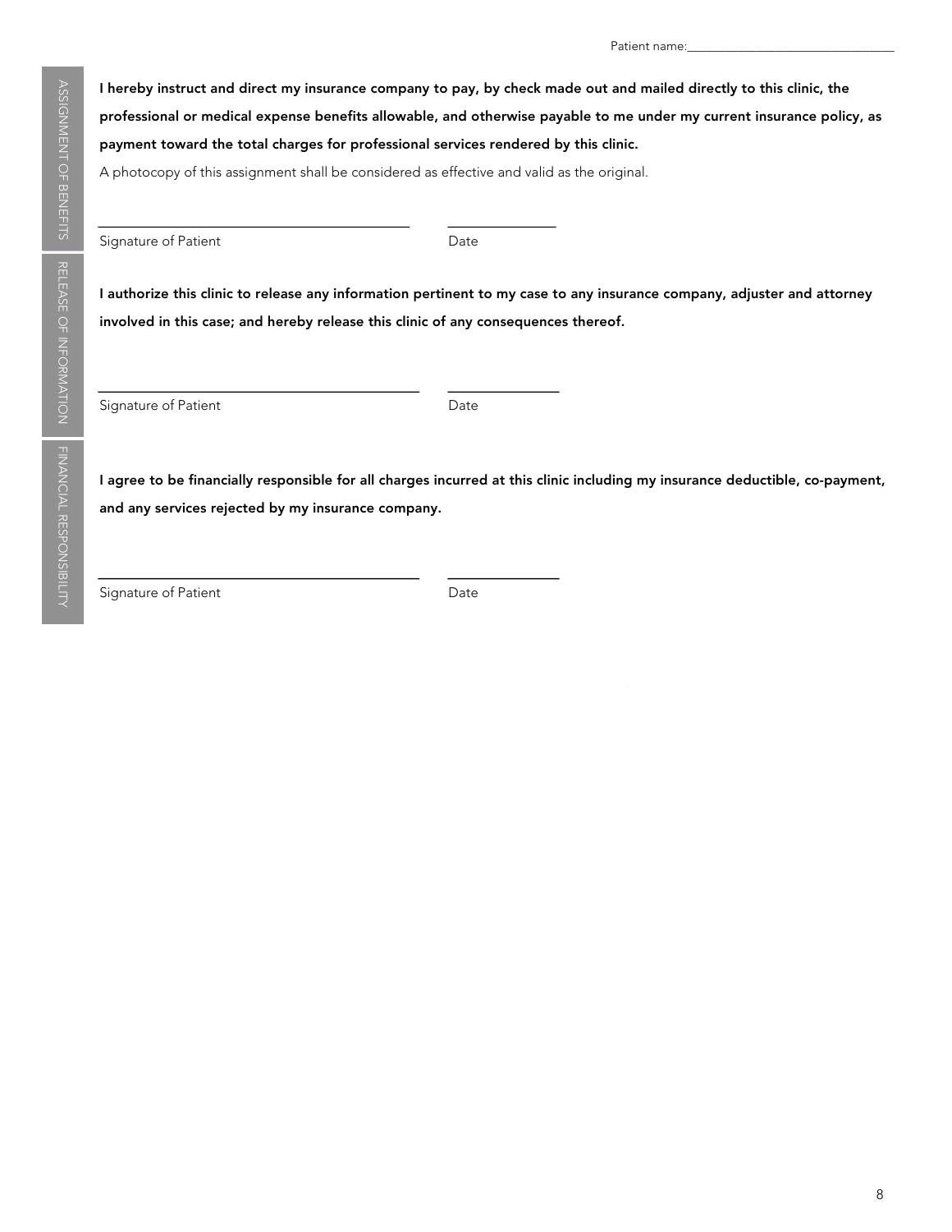Patient name:_______________________________

## ASSIGNMENT OF BENEFITS

**I hereby instruct and direct my insurance company to pay, by check made out and mailed directly to this clinic, the professional or medical expense benefits allowable, and otherwise payable to me under my current insurance policy, as payment toward the total charges for professional services rendered by this clinic.**

A photocopy of this assignment shall be considered as effective and valid as the original.

_______________________________________ _____________

Signature of Patient Date

## RELEASE OF INFORMATION

**I authorize this clinic to release any information pertinent to my case to any insurance company, adjuster and attorney involved in this case; and hereby release this clinic of any consequences thereof.**

_______________________________________ _____________

Signature of Patient Date

## FINANCIAL RESPONSIBILITY

**I agree to be financially responsible for all charges incurred at this clinic including my insurance deductible, co-payment, and any services rejected by my insurance company.**

_______________________________________ _____________

Signature of Patient Date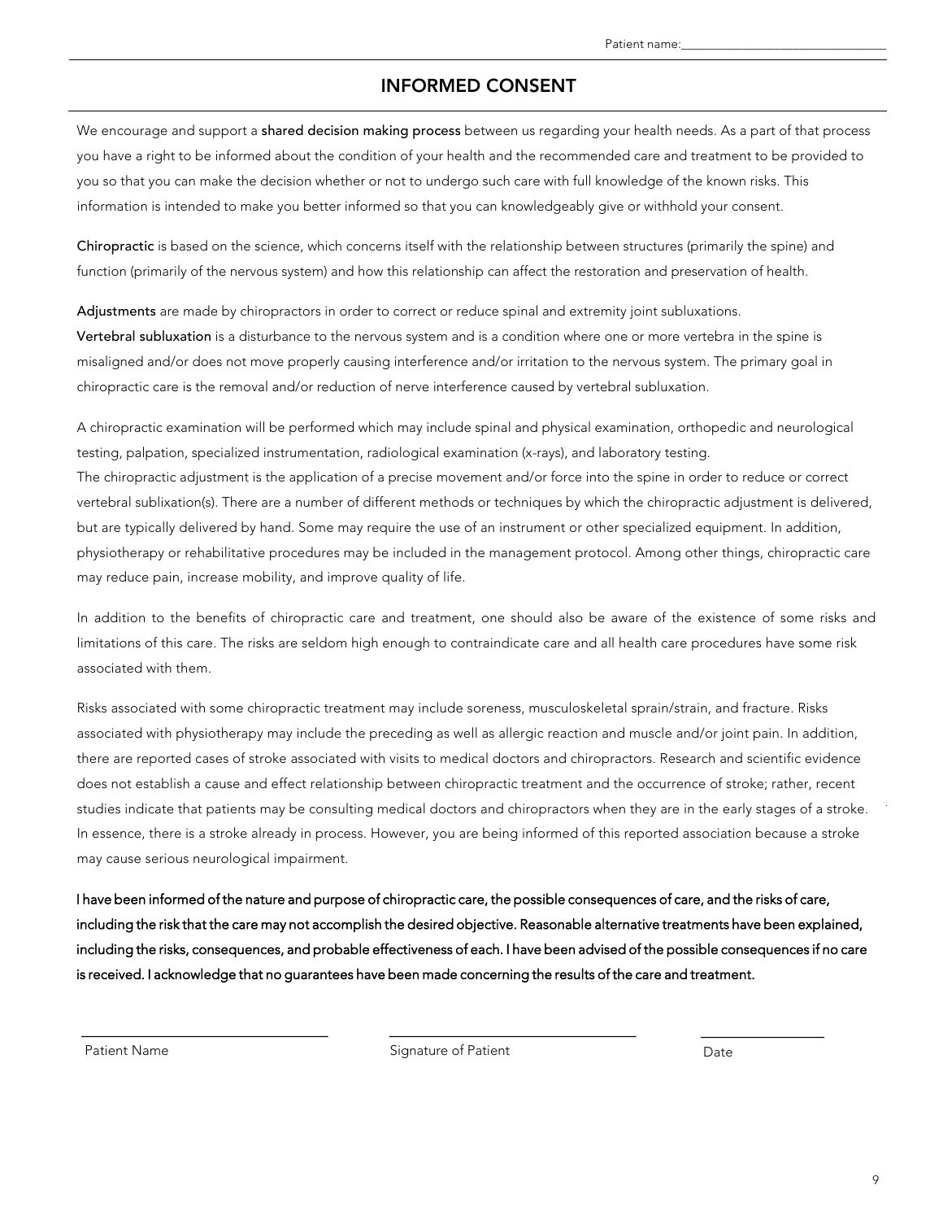Patient name:_______________________________

# INFORMED CONSENT

We encourage and support a **shared decision making process** between us regarding your health needs. As a part of that process you have a right to be informed about the condition of your health and the recommended care and treatment to be provided to you so that you can make the decision whether or not to undergo such care with full knowledge of the known risks. This information is intended to make you better informed so that you can knowledgeably give or withhold your consent.

**Chiropractic** is based on the science, which concerns itself with the relationship between structures (primarily the spine) and function (primarily of the nervous system) and how this relationship can affect the restoration and preservation of health.

**Adjustments** are made by chiropractors in order to correct or reduce spinal and extremity joint subluxations.
**Vertebral subluxation** is a disturbance to the nervous system and is a condition where one or more vertebra in the spine is misaligned and/or does not move properly causing interference and/or irritation to the nervous system. The primary goal in chiropractic care is the removal and/or reduction of nerve interference caused by vertebral subluxation.

A chiropractic examination will be performed which may include spinal and physical examination, orthopedic and neurological testing, palpation, specialized instrumentation, radiological examination (x-rays), and laboratory testing.
The chiropractic adjustment is the application of a precise movement and/or force into the spine in order to reduce or correct vertebral sublixation(s). There are a number of different methods or techniques by which the chiropractic adjustment is delivered, but are typically delivered by hand. Some may require the use of an instrument or other specialized equipment. In addition, physiotherapy or rehabilitative procedures may be included in the management protocol. Among other things, chiropractic care may reduce pain, increase mobility, and improve quality of life.

In addition to the benefits of chiropractic care and treatment, one should also be aware of the existence of some risks and limitations of this care. The risks are seldom high enough to contraindicate care and all health care procedures have some risk associated with them.

Risks associated with some chiropractic treatment may include soreness, musculoskeletal sprain/strain, and fracture. Risks associated with physiotherapy may include the preceding as well as allergic reaction and muscle and/or joint pain. In addition, there are reported cases of stroke associated with visits to medical doctors and chiropractors. Research and scientific evidence does not establish a cause and effect relationship between chiropractic treatment and the occurrence of stroke; rather, recent studies indicate that patients may be consulting medical doctors and chiropractors when they are in the early stages of a stroke. In essence, there is a stroke already in process. However, you are being informed of this reported association because a stroke may cause serious neurological impairment.

**I have been informed of the nature and purpose of chiropractic care, the possible consequences of care, and the risks of care, including the risk that the care may not accomplish the desired objective. Reasonable alternative treatments have been explained, including the risks, consequences, and probable effectiveness of each. I have been advised of the possible consequences if no care is received. I acknowledge that no guarantees have been made concerning the results of the care and treatment.**

_______________________________ _______________________________ _______________

Patient Name Signature of Patient Date